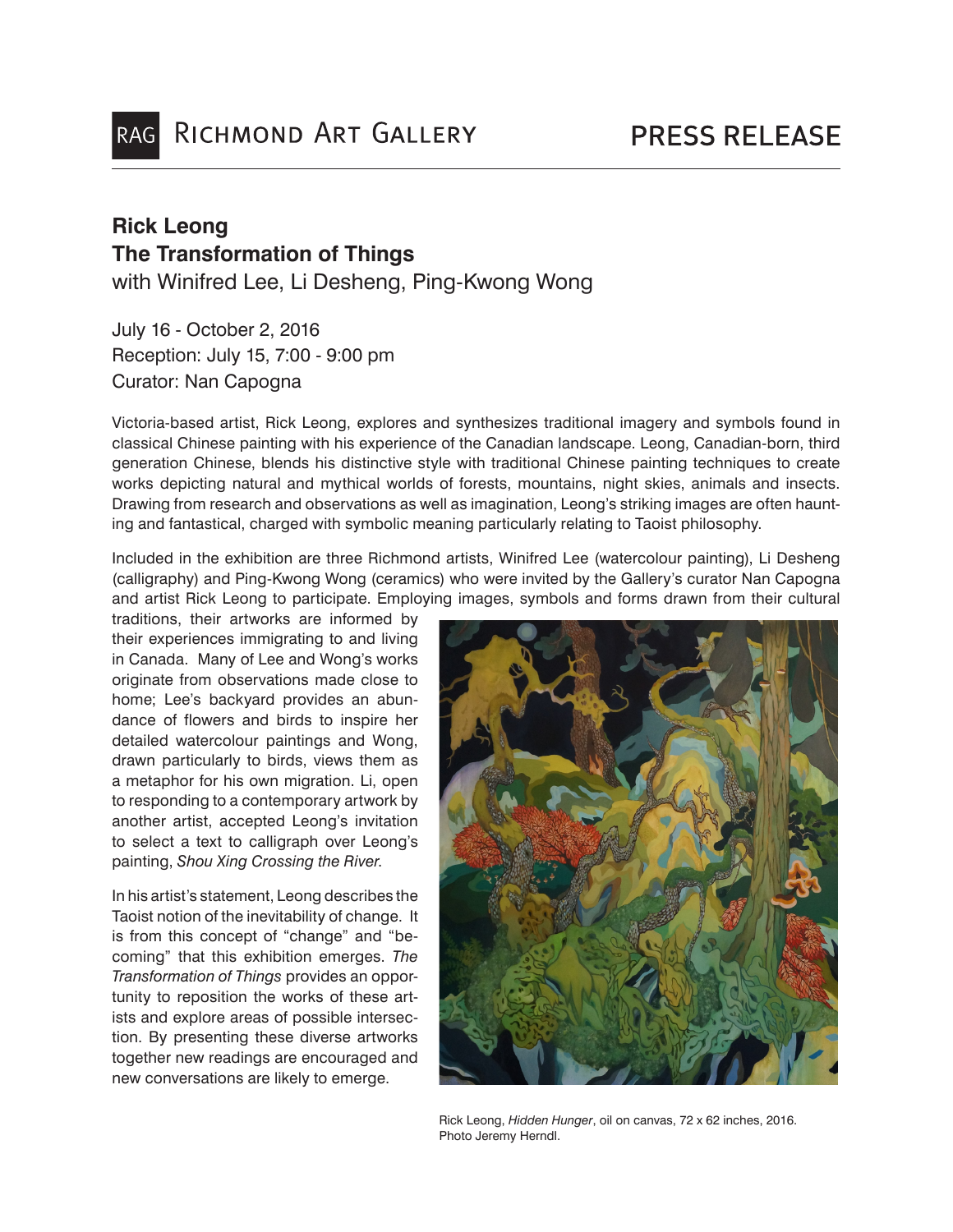RAG Richmond Art Gallery

PRESS RELEASE

# Rick Leong
# The Transformation of Things
with Winifred Lee, Li Desheng, Ping-Kwong Wong

July 16 - October 2, 2016
Reception: July 15, 7:00 - 9:00 pm
Curator: Nan Capogna

Victoria-based artist, Rick Leong, explores and synthesizes traditional imagery and symbols found in classical Chinese painting with his experience of the Canadian landscape. Leong, Canadian-born, third generation Chinese, blends his distinctive style with traditional Chinese painting techniques to create works depicting natural and mythical worlds of forests, mountains, night skies, animals and insects. Drawing from research and observations as well as imagination, Leong's striking images are often haunting and fantastical, charged with symbolic meaning particularly relating to Taoist philosophy.

Included in the exhibition are three Richmond artists, Winifred Lee (watercolour painting), Li Desheng (calligraphy) and Ping-Kwong Wong (ceramics) who were invited by the Gallery's curator Nan Capogna and artist Rick Leong to participate. Employing images, symbols and forms drawn from their cultural traditions, their artworks are informed by their experiences immigrating to and living in Canada. Many of Lee and Wong's works originate from observations made close to home; Lee's backyard provides an abundance of flowers and birds to inspire her detailed watercolour paintings and Wong, drawn particularly to birds, views them as a metaphor for his own migration. Li, open to responding to a contemporary artwork by another artist, accepted Leong's invitation to select a text to calligraph over Leong's painting, *Shou Xing Crossing the River*.

In his artist's statement, Leong describes the Taoist notion of the inevitability of change. It is from this concept of "change" and "becoming" that this exhibition emerges. *The Transformation of Things* provides an opportunity to reposition the works of these artists and explore areas of possible intersection. By presenting these diverse artworks together new readings are encouraged and new conversations are likely to emerge.

Rick Leong, *Hidden Hunger*, oil on canvas, 72 x 62 inches, 2016. Photo Jeremy Herndl.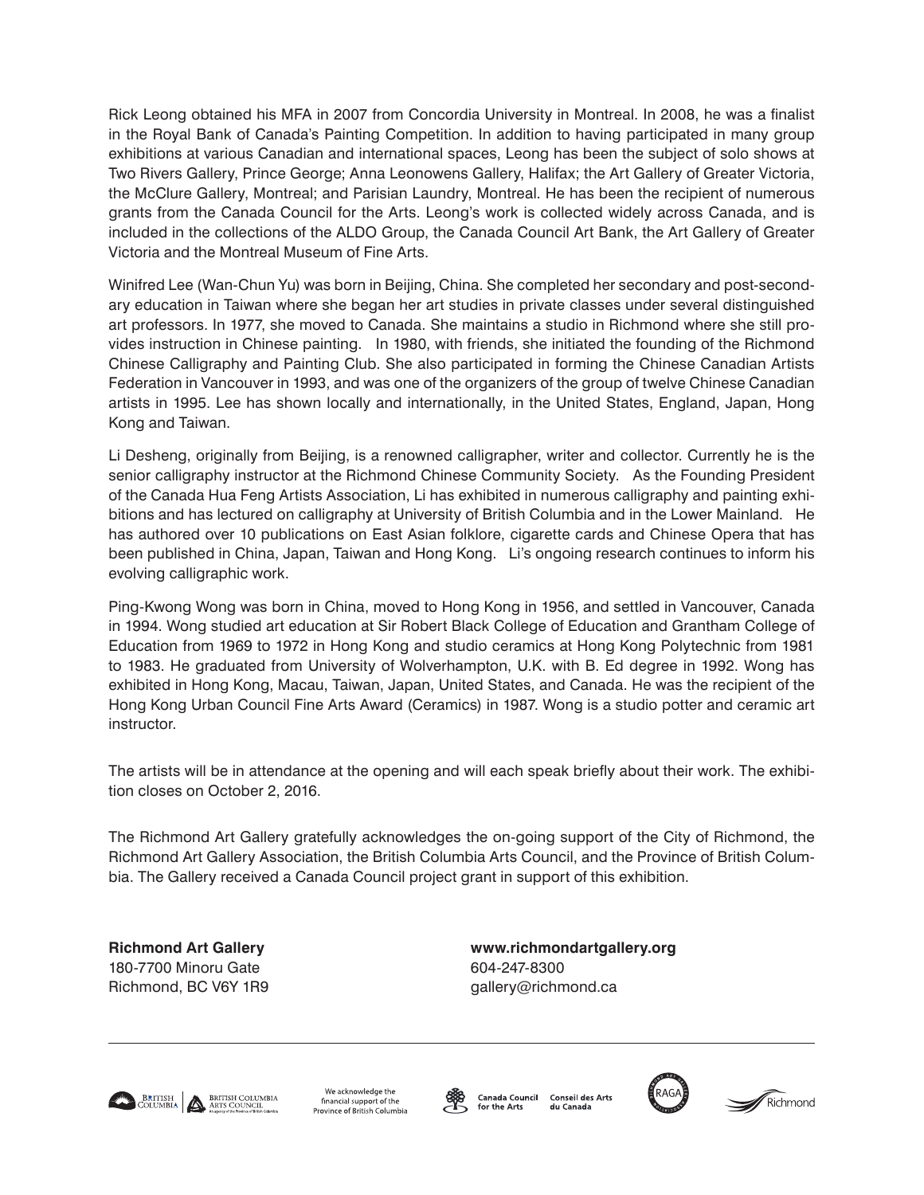Rick Leong obtained his MFA in 2007 from Concordia University in Montreal. In 2008, he was a finalist in the Royal Bank of Canada's Painting Competition. In addition to having participated in many group exhibitions at various Canadian and international spaces, Leong has been the subject of solo shows at Two Rivers Gallery, Prince George; Anna Leonowens Gallery, Halifax; the Art Gallery of Greater Victoria, the McClure Gallery, Montreal; and Parisian Laundry, Montreal. He has been the recipient of numerous grants from the Canada Council for the Arts. Leong's work is collected widely across Canada, and is included in the collections of the ALDO Group, the Canada Council Art Bank, the Art Gallery of Greater Victoria and the Montreal Museum of Fine Arts.

Winifred Lee (Wan-Chun Yu) was born in Beijing, China. She completed her secondary and post-secondary education in Taiwan where she began her art studies in private classes under several distinguished art professors. In 1977, she moved to Canada. She maintains a studio in Richmond where she still provides instruction in Chinese painting. In 1980, with friends, she initiated the founding of the Richmond Chinese Calligraphy and Painting Club. She also participated in forming the Chinese Canadian Artists Federation in Vancouver in 1993, and was one of the organizers of the group of twelve Chinese Canadian artists in 1995. Lee has shown locally and internationally, in the United States, England, Japan, Hong Kong and Taiwan.

Li Desheng, originally from Beijing, is a renowned calligrapher, writer and collector. Currently he is the senior calligraphy instructor at the Richmond Chinese Community Society. As the Founding President of the Canada Hua Feng Artists Association, Li has exhibited in numerous calligraphy and painting exhibitions and has lectured on calligraphy at University of British Columbia and in the Lower Mainland. He has authored over 10 publications on East Asian folklore, cigarette cards and Chinese Opera that has been published in China, Japan, Taiwan and Hong Kong. Li's ongoing research continues to inform his evolving calligraphic work.

Ping-Kwong Wong was born in China, moved to Hong Kong in 1956, and settled in Vancouver, Canada in 1994. Wong studied art education at Sir Robert Black College of Education and Grantham College of Education from 1969 to 1972 in Hong Kong and studio ceramics at Hong Kong Polytechnic from 1981 to 1983. He graduated from University of Wolverhampton, U.K. with B. Ed degree in 1992. Wong has exhibited in Hong Kong, Macau, Taiwan, Japan, United States, and Canada. He was the recipient of the Hong Kong Urban Council Fine Arts Award (Ceramics) in 1987. Wong is a studio potter and ceramic art instructor.

The artists will be in attendance at the opening and will each speak briefly about their work. The exhibition closes on October 2, 2016.

The Richmond Art Gallery gratefully acknowledges the on-going support of the City of Richmond, the Richmond Art Gallery Association, the British Columbia Arts Council, and the Province of British Columbia. The Gallery received a Canada Council project grant in support of this exhibition.

**Richmond Art Gallery**
180-7700 Minoru Gate
Richmond, BC V6Y 1R9

**www.richmondartgallery.org**
604-247-8300
gallery@richmond.ca

British Columbia | British Columbia Arts Council — An agency of the Province of British Columbia

We acknowledge the financial support of the Province of British Columbia

Canada Council for the Arts | Conseil des Arts du Canada

RAGA

Richmond